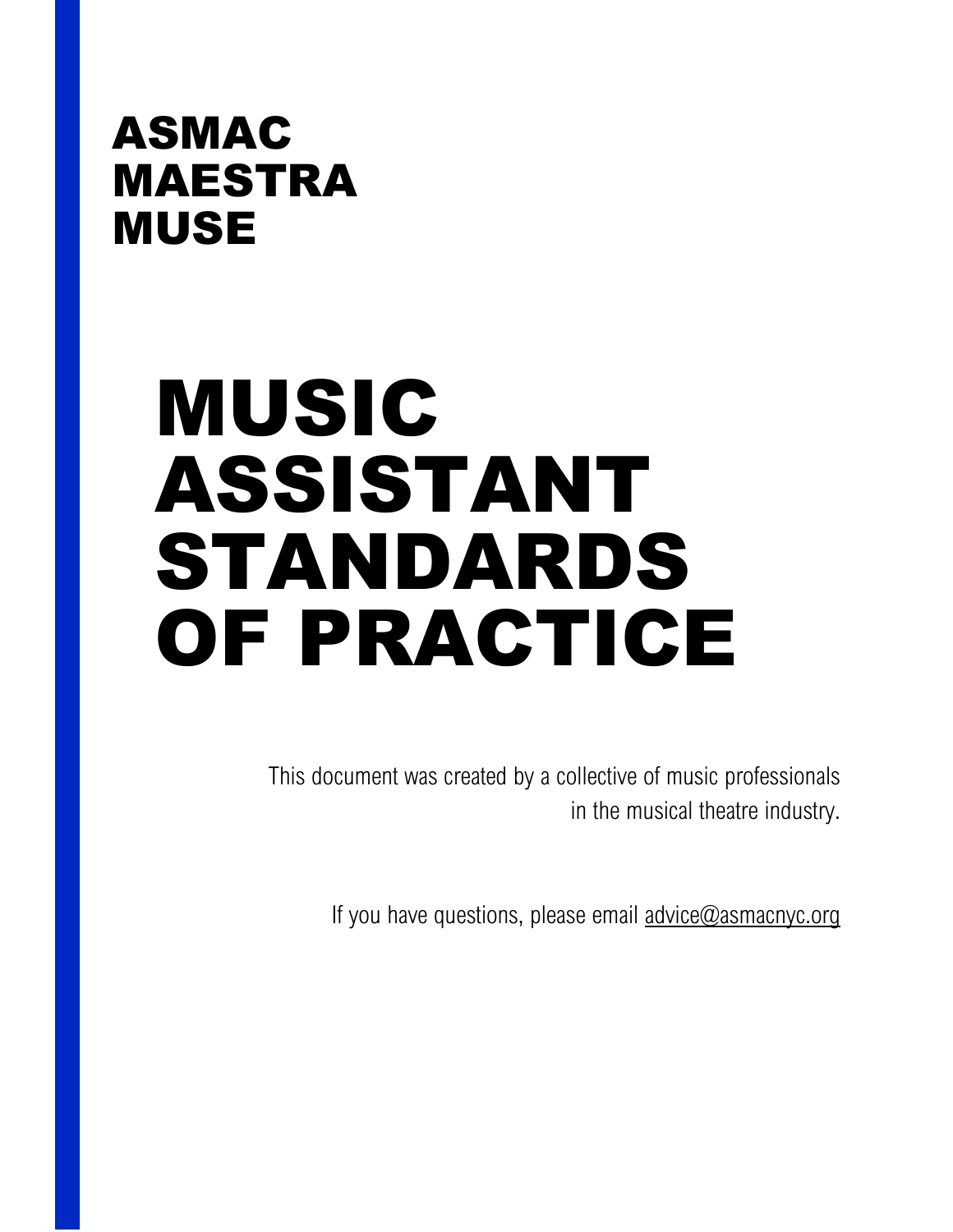**ASMAC**
**MAESTRA**
**MUSE**

# MUSIC ASSISTANT STANDARDS OF PRACTICE

This document was created by a collective of music professionals in the musical theatre industry.

If you have questions, please email advice@asmacnyc.org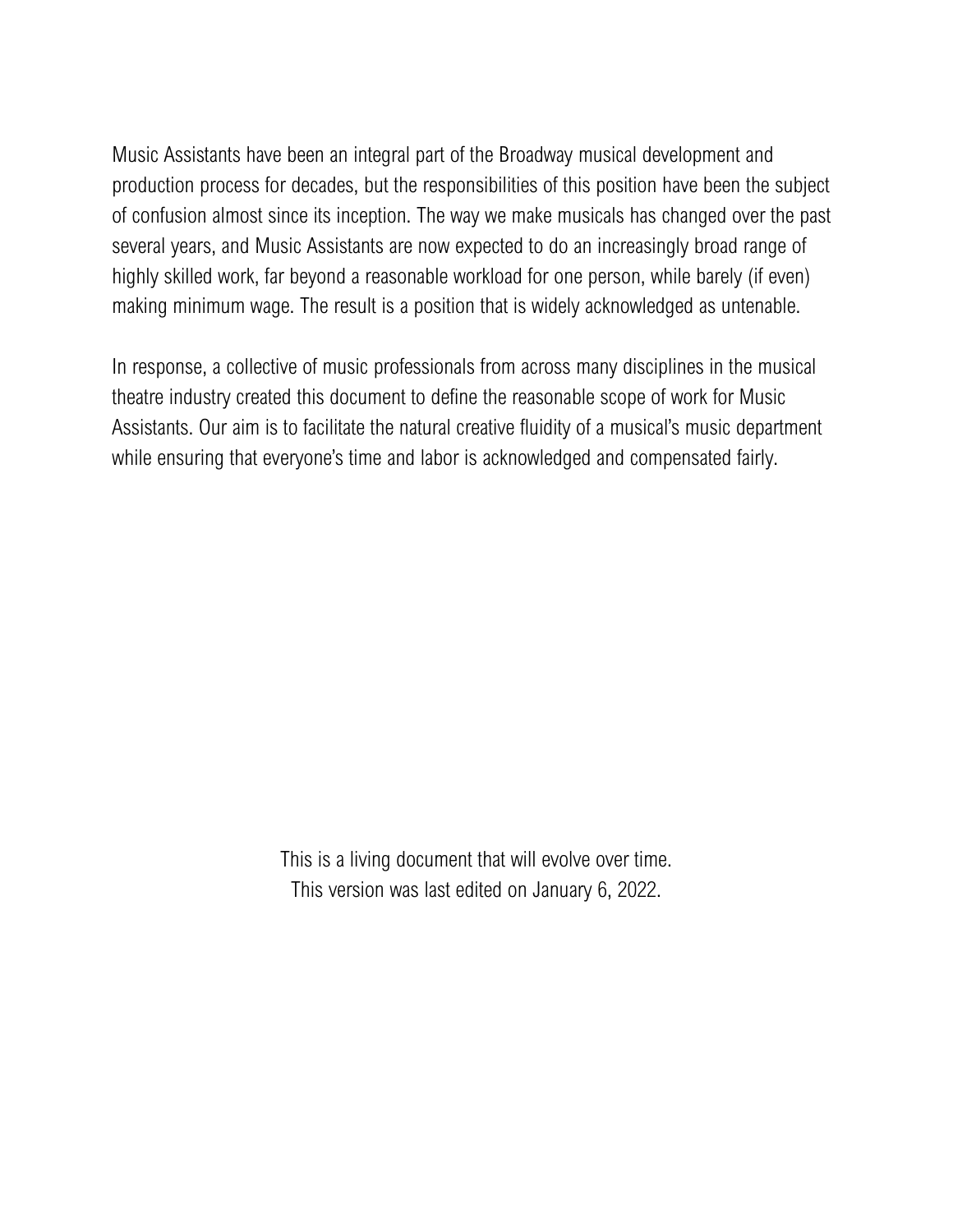Music Assistants have been an integral part of the Broadway musical development and production process for decades, but the responsibilities of this position have been the subject of confusion almost since its inception. The way we make musicals has changed over the past several years, and Music Assistants are now expected to do an increasingly broad range of highly skilled work, far beyond a reasonable workload for one person, while barely (if even) making minimum wage. The result is a position that is widely acknowledged as untenable.

In response, a collective of music professionals from across many disciplines in the musical theatre industry created this document to define the reasonable scope of work for Music Assistants. Our aim is to facilitate the natural creative fluidity of a musical's music department while ensuring that everyone's time and labor is acknowledged and compensated fairly.

This is a living document that will evolve over time.
This version was last edited on January 6, 2022.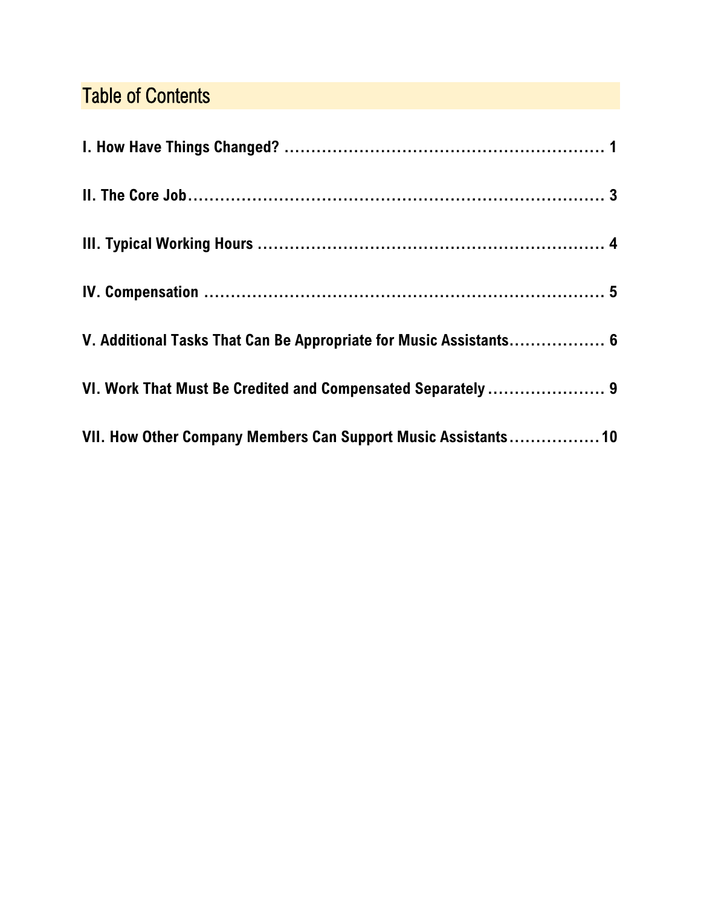## Table of Contents

**I. How Have Things Changed? .......................................................... 1**

**II. The Core Job ......................................................................... 3**

**III. Typical Working Hours ............................................................. 4**

**IV. Compensation ........................................................................ 5**

**V. Additional Tasks That Can Be Appropriate for Music Assistants.................. 6**

**VI. Work That Must Be Credited and Compensated Separately ...................... 9**

**VII. How Other Company Members Can Support Music Assistants................10**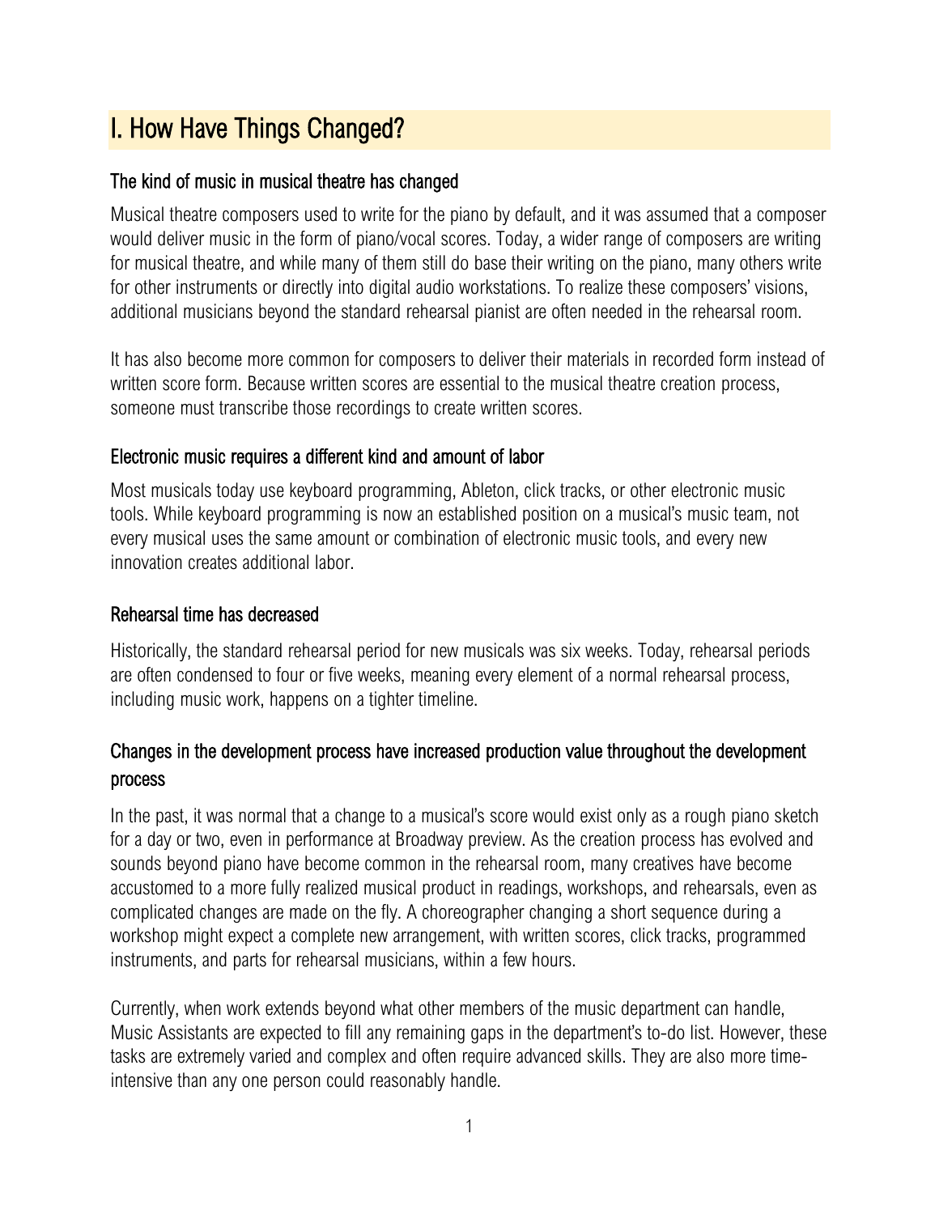# I. How Have Things Changed?

### The kind of music in musical theatre has changed

Musical theatre composers used to write for the piano by default, and it was assumed that a composer would deliver music in the form of piano/vocal scores. Today, a wider range of composers are writing for musical theatre, and while many of them still do base their writing on the piano, many others write for other instruments or directly into digital audio workstations. To realize these composers' visions, additional musicians beyond the standard rehearsal pianist are often needed in the rehearsal room.

It has also become more common for composers to deliver their materials in recorded form instead of written score form. Because written scores are essential to the musical theatre creation process, someone must transcribe those recordings to create written scores.

### Electronic music requires a different kind and amount of labor

Most musicals today use keyboard programming, Ableton, click tracks, or other electronic music tools. While keyboard programming is now an established position on a musical's music team, not every musical uses the same amount or combination of electronic music tools, and every new innovation creates additional labor.

### Rehearsal time has decreased

Historically, the standard rehearsal period for new musicals was six weeks. Today, rehearsal periods are often condensed to four or five weeks, meaning every element of a normal rehearsal process, including music work, happens on a tighter timeline.

### Changes in the development process have increased production value throughout the development process

In the past, it was normal that a change to a musical's score would exist only as a rough piano sketch for a day or two, even in performance at Broadway preview. As the creation process has evolved and sounds beyond piano have become common in the rehearsal room, many creatives have become accustomed to a more fully realized musical product in readings, workshops, and rehearsals, even as complicated changes are made on the fly. A choreographer changing a short sequence during a workshop might expect a complete new arrangement, with written scores, click tracks, programmed instruments, and parts for rehearsal musicians, within a few hours.

Currently, when work extends beyond what other members of the music department can handle, Music Assistants are expected to fill any remaining gaps in the department's to-do list. However, these tasks are extremely varied and complex and often require advanced skills. They are also more time-intensive than any one person could reasonably handle.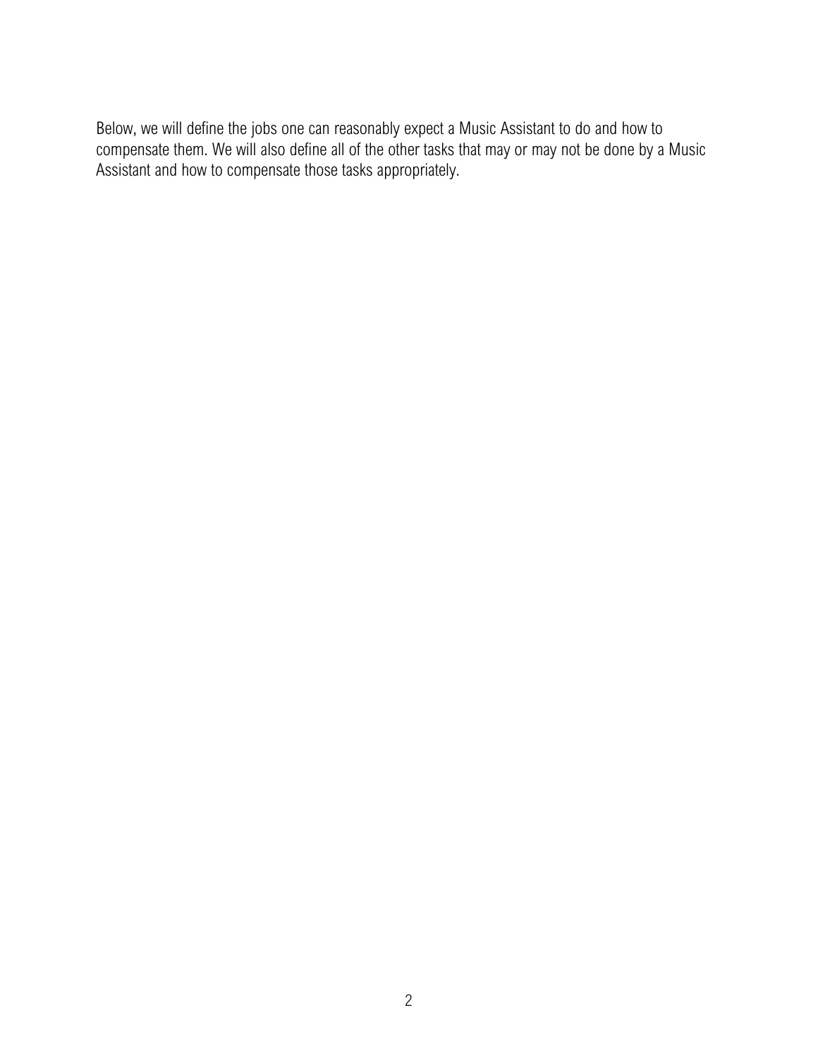Below, we will define the jobs one can reasonably expect a Music Assistant to do and how to compensate them. We will also define all of the other tasks that may or may not be done by a Music Assistant and how to compensate those tasks appropriately.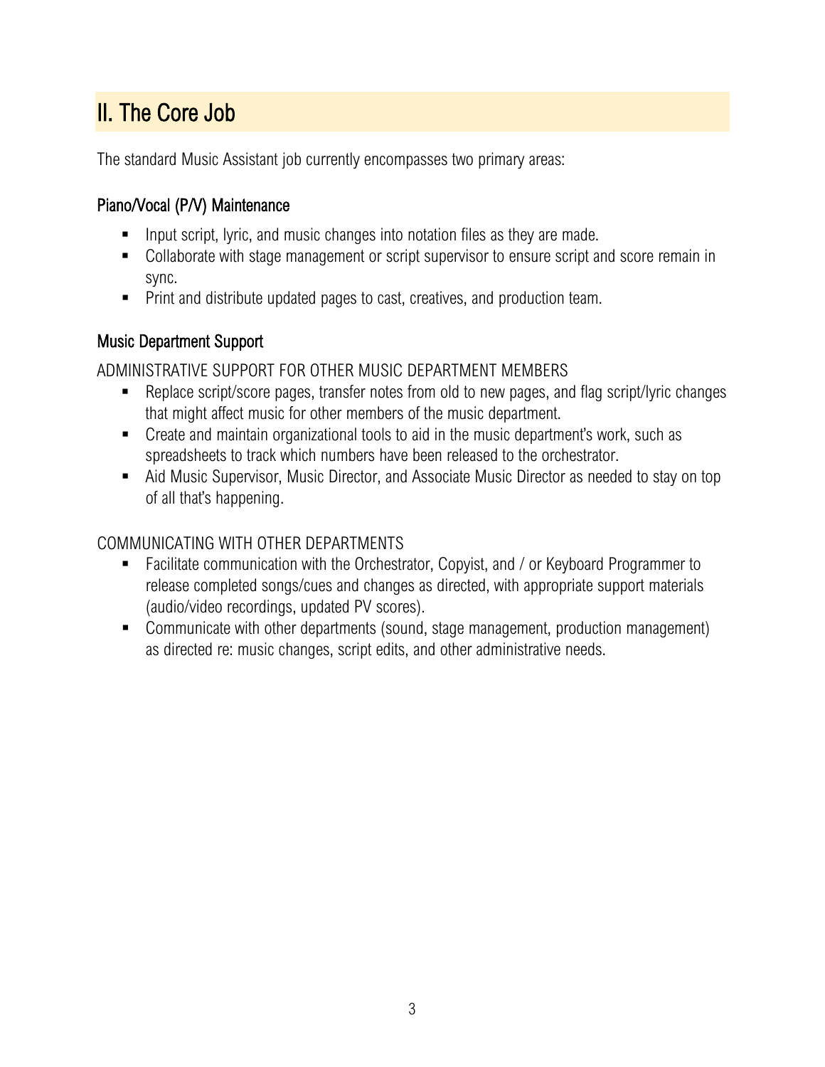## II. The Core Job

The standard Music Assistant job currently encompasses two primary areas:

### Piano/Vocal (P/V) Maintenance

- Input script, lyric, and music changes into notation files as they are made.
- Collaborate with stage management or script supervisor to ensure script and score remain in sync.
- Print and distribute updated pages to cast, creatives, and production team.

### Music Department Support

ADMINISTRATIVE SUPPORT FOR OTHER MUSIC DEPARTMENT MEMBERS

- Replace script/score pages, transfer notes from old to new pages, and flag script/lyric changes that might affect music for other members of the music department.
- Create and maintain organizational tools to aid in the music department's work, such as spreadsheets to track which numbers have been released to the orchestrator.
- Aid Music Supervisor, Music Director, and Associate Music Director as needed to stay on top of all that's happening.

COMMUNICATING WITH OTHER DEPARTMENTS

- Facilitate communication with the Orchestrator, Copyist, and / or Keyboard Programmer to release completed songs/cues and changes as directed, with appropriate support materials (audio/video recordings, updated PV scores).
- Communicate with other departments (sound, stage management, production management) as directed re: music changes, script edits, and other administrative needs.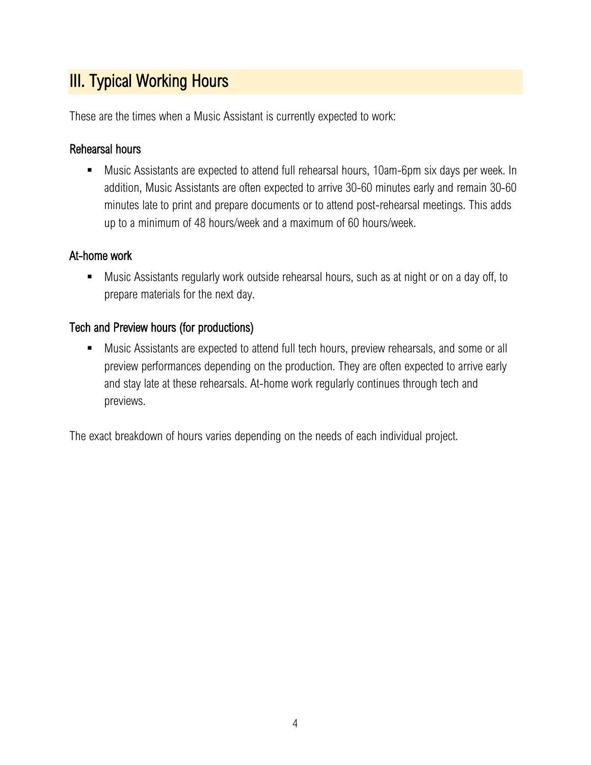## III. Typical Working Hours

These are the times when a Music Assistant is currently expected to work:

### Rehearsal hours

- Music Assistants are expected to attend full rehearsal hours, 10am-6pm six days per week. In addition, Music Assistants are often expected to arrive 30-60 minutes early and remain 30-60 minutes late to print and prepare documents or to attend post-rehearsal meetings. This adds up to a minimum of 48 hours/week and a maximum of 60 hours/week.

### At-home work

- Music Assistants regularly work outside rehearsal hours, such as at night or on a day off, to prepare materials for the next day.

### Tech and Preview hours (for productions)

- Music Assistants are expected to attend full tech hours, preview rehearsals, and some or all preview performances depending on the production. They are often expected to arrive early and stay late at these rehearsals. At-home work regularly continues through tech and previews.

The exact breakdown of hours varies depending on the needs of each individual project.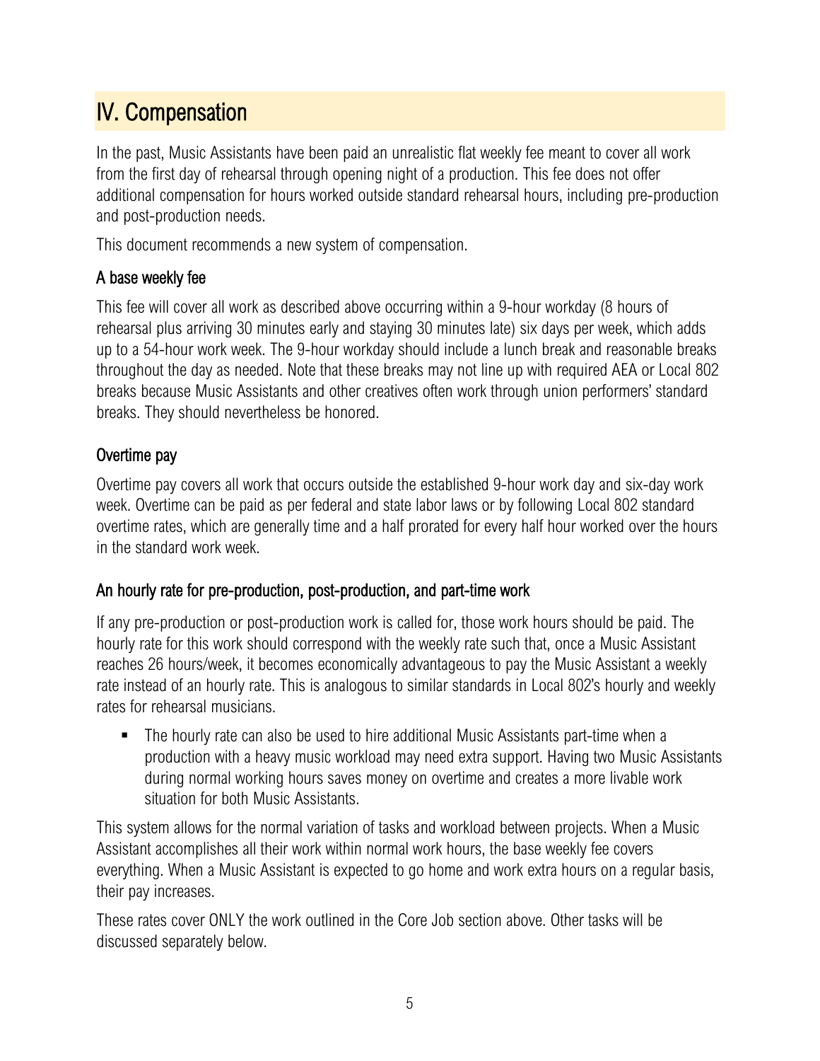## IV. Compensation

In the past, Music Assistants have been paid an unrealistic flat weekly fee meant to cover all work from the first day of rehearsal through opening night of a production. This fee does not offer additional compensation for hours worked outside standard rehearsal hours, including pre-production and post-production needs.

This document recommends a new system of compensation.

### A base weekly fee

This fee will cover all work as described above occurring within a 9-hour workday (8 hours of rehearsal plus arriving 30 minutes early and staying 30 minutes late) six days per week, which adds up to a 54-hour work week. The 9-hour workday should include a lunch break and reasonable breaks throughout the day as needed. Note that these breaks may not line up with required AEA or Local 802 breaks because Music Assistants and other creatives often work through union performers' standard breaks. They should nevertheless be honored.

### Overtime pay

Overtime pay covers all work that occurs outside the established 9-hour work day and six-day work week. Overtime can be paid as per federal and state labor laws or by following Local 802 standard overtime rates, which are generally time and a half prorated for every half hour worked over the hours in the standard work week.

### An hourly rate for pre-production, post-production, and part-time work

If any pre-production or post-production work is called for, those work hours should be paid. The hourly rate for this work should correspond with the weekly rate such that, once a Music Assistant reaches 26 hours/week, it becomes economically advantageous to pay the Music Assistant a weekly rate instead of an hourly rate. This is analogous to similar standards in Local 802's hourly and weekly rates for rehearsal musicians.

- The hourly rate can also be used to hire additional Music Assistants part-time when a production with a heavy music workload may need extra support. Having two Music Assistants during normal working hours saves money on overtime and creates a more livable work situation for both Music Assistants.

This system allows for the normal variation of tasks and workload between projects. When a Music Assistant accomplishes all their work within normal work hours, the base weekly fee covers everything. When a Music Assistant is expected to go home and work extra hours on a regular basis, their pay increases.

These rates cover ONLY the work outlined in the Core Job section above. Other tasks will be discussed separately below.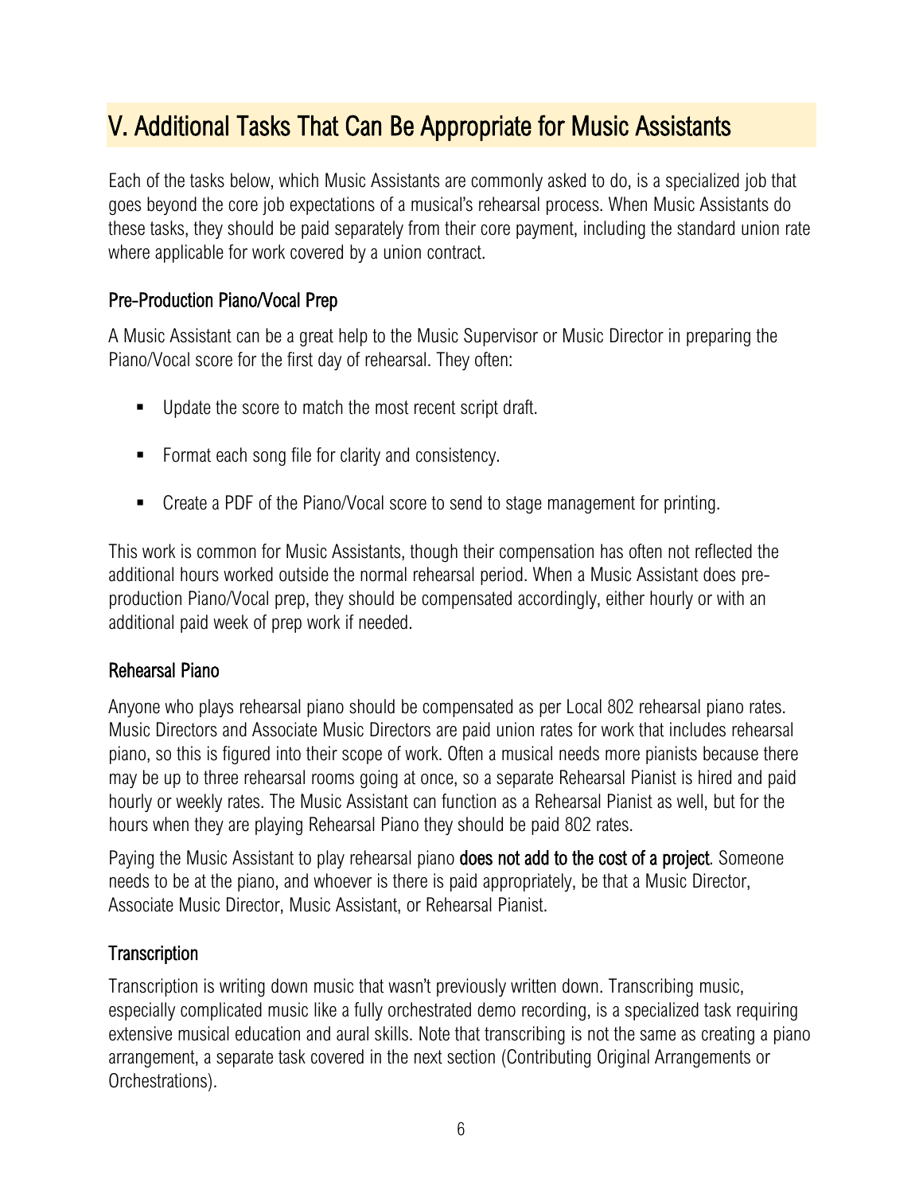## V. Additional Tasks That Can Be Appropriate for Music Assistants

Each of the tasks below, which Music Assistants are commonly asked to do, is a specialized job that goes beyond the core job expectations of a musical's rehearsal process. When Music Assistants do these tasks, they should be paid separately from their core payment, including the standard union rate where applicable for work covered by a union contract.

### Pre-Production Piano/Vocal Prep

A Music Assistant can be a great help to the Music Supervisor or Music Director in preparing the Piano/Vocal score for the first day of rehearsal. They often:

- Update the score to match the most recent script draft.
- Format each song file for clarity and consistency.
- Create a PDF of the Piano/Vocal score to send to stage management for printing.

This work is common for Music Assistants, though their compensation has often not reflected the additional hours worked outside the normal rehearsal period. When a Music Assistant does pre-production Piano/Vocal prep, they should be compensated accordingly, either hourly or with an additional paid week of prep work if needed.

### Rehearsal Piano

Anyone who plays rehearsal piano should be compensated as per Local 802 rehearsal piano rates. Music Directors and Associate Music Directors are paid union rates for work that includes rehearsal piano, so this is figured into their scope of work. Often a musical needs more pianists because there may be up to three rehearsal rooms going at once, so a separate Rehearsal Pianist is hired and paid hourly or weekly rates. The Music Assistant can function as a Rehearsal Pianist as well, but for the hours when they are playing Rehearsal Piano they should be paid 802 rates.

Paying the Music Assistant to play rehearsal piano **does not add to the cost of a project**. Someone needs to be at the piano, and whoever is there is paid appropriately, be that a Music Director, Associate Music Director, Music Assistant, or Rehearsal Pianist.

### Transcription

Transcription is writing down music that wasn't previously written down. Transcribing music, especially complicated music like a fully orchestrated demo recording, is a specialized task requiring extensive musical education and aural skills. Note that transcribing is not the same as creating a piano arrangement, a separate task covered in the next section (Contributing Original Arrangements or Orchestrations).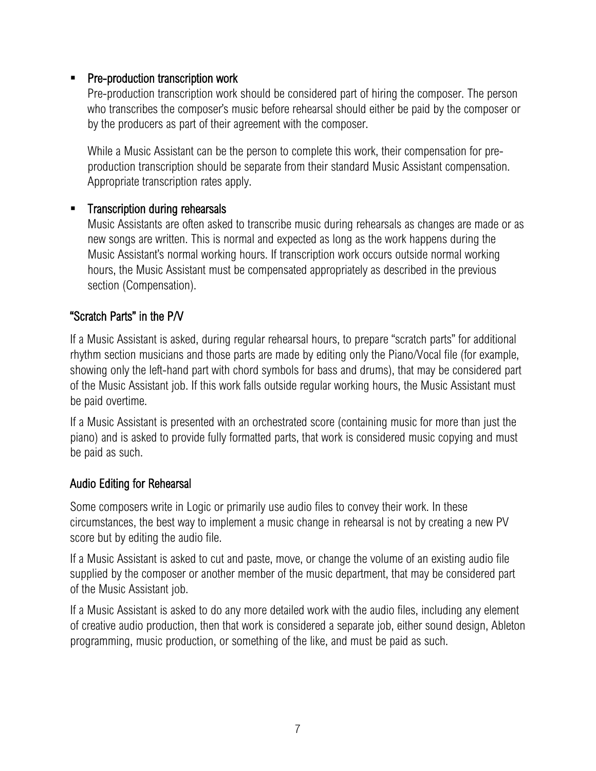- **Pre-production transcription work**

  Pre-production transcription work should be considered part of hiring the composer. The person who transcribes the composer's music before rehearsal should either be paid by the composer or by the producers as part of their agreement with the composer.

  While a Music Assistant can be the person to complete this work, their compensation for pre-production transcription should be separate from their standard Music Assistant compensation. Appropriate transcription rates apply.

- **Transcription during rehearsals**

  Music Assistants are often asked to transcribe music during rehearsals as changes are made or as new songs are written. This is normal and expected as long as the work happens during the Music Assistant's normal working hours. If transcription work occurs outside normal working hours, the Music Assistant must be compensated appropriately as described in the previous section (Compensation).

## "Scratch Parts" in the P/V

If a Music Assistant is asked, during regular rehearsal hours, to prepare "scratch parts" for additional rhythm section musicians and those parts are made by editing only the Piano/Vocal file (for example, showing only the left-hand part with chord symbols for bass and drums), that may be considered part of the Music Assistant job. If this work falls outside regular working hours, the Music Assistant must be paid overtime.

If a Music Assistant is presented with an orchestrated score (containing music for more than just the piano) and is asked to provide fully formatted parts, that work is considered music copying and must be paid as such.

## Audio Editing for Rehearsal

Some composers write in Logic or primarily use audio files to convey their work. In these circumstances, the best way to implement a music change in rehearsal is not by creating a new PV score but by editing the audio file.

If a Music Assistant is asked to cut and paste, move, or change the volume of an existing audio file supplied by the composer or another member of the music department, that may be considered part of the Music Assistant job.

If a Music Assistant is asked to do any more detailed work with the audio files, including any element of creative audio production, then that work is considered a separate job, either sound design, Ableton programming, music production, or something of the like, and must be paid as such.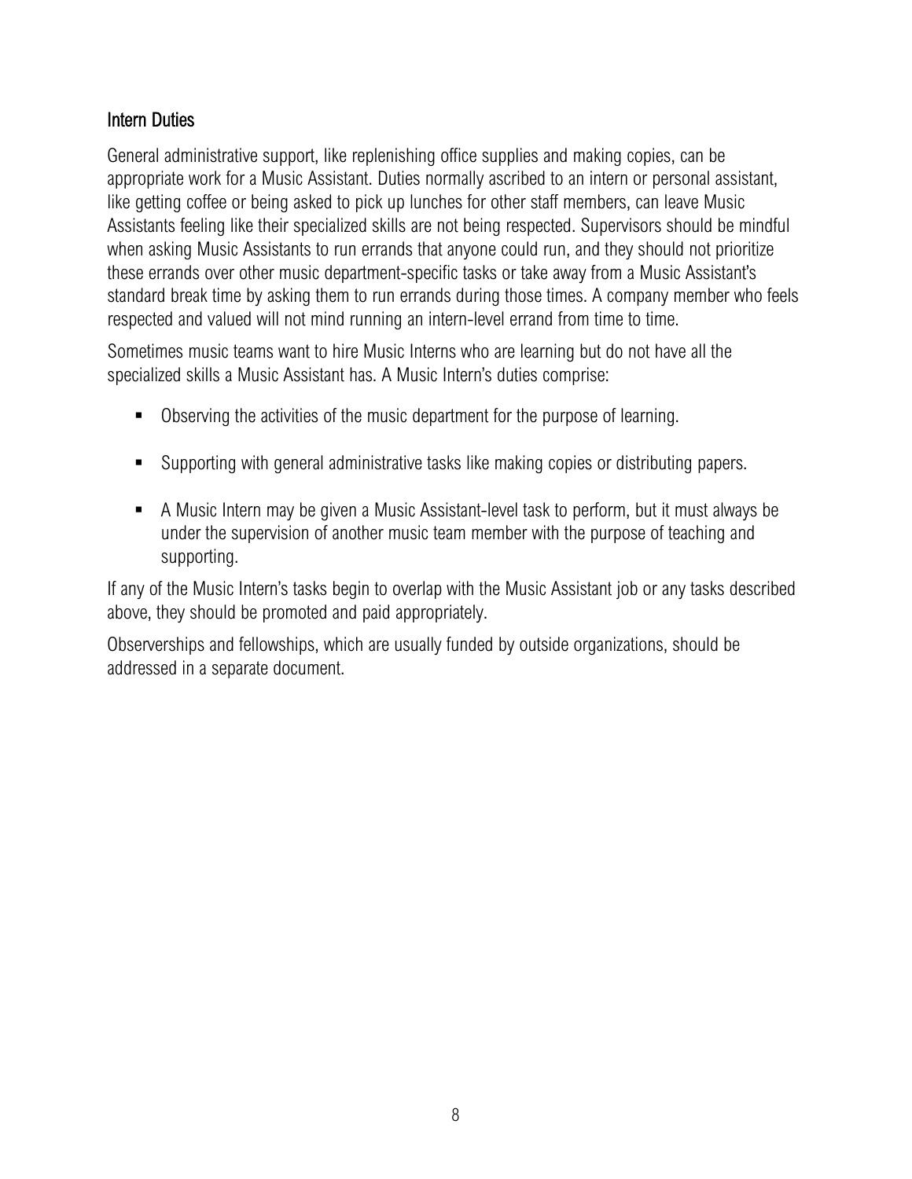## Intern Duties

General administrative support, like replenishing office supplies and making copies, can be appropriate work for a Music Assistant. Duties normally ascribed to an intern or personal assistant, like getting coffee or being asked to pick up lunches for other staff members, can leave Music Assistants feeling like their specialized skills are not being respected. Supervisors should be mindful when asking Music Assistants to run errands that anyone could run, and they should not prioritize these errands over other music department-specific tasks or take away from a Music Assistant's standard break time by asking them to run errands during those times. A company member who feels respected and valued will not mind running an intern-level errand from time to time.

Sometimes music teams want to hire Music Interns who are learning but do not have all the specialized skills a Music Assistant has. A Music Intern's duties comprise:

- Observing the activities of the music department for the purpose of learning.
- Supporting with general administrative tasks like making copies or distributing papers.
- A Music Intern may be given a Music Assistant-level task to perform, but it must always be under the supervision of another music team member with the purpose of teaching and supporting.

If any of the Music Intern's tasks begin to overlap with the Music Assistant job or any tasks described above, they should be promoted and paid appropriately.

Observerships and fellowships, which are usually funded by outside organizations, should be addressed in a separate document.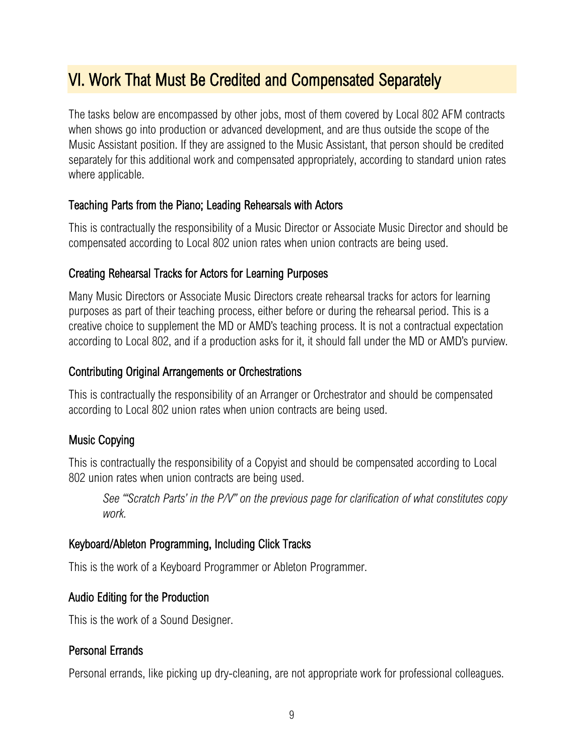## VI. Work That Must Be Credited and Compensated Separately

The tasks below are encompassed by other jobs, most of them covered by Local 802 AFM contracts when shows go into production or advanced development, and are thus outside the scope of the Music Assistant position. If they are assigned to the Music Assistant, that person should be credited separately for this additional work and compensated appropriately, according to standard union rates where applicable.

### Teaching Parts from the Piano; Leading Rehearsals with Actors

This is contractually the responsibility of a Music Director or Associate Music Director and should be compensated according to Local 802 union rates when union contracts are being used.

### Creating Rehearsal Tracks for Actors for Learning Purposes

Many Music Directors or Associate Music Directors create rehearsal tracks for actors for learning purposes as part of their teaching process, either before or during the rehearsal period. This is a creative choice to supplement the MD or AMD's teaching process. It is not a contractual expectation according to Local 802, and if a production asks for it, it should fall under the MD or AMD's purview.

### Contributing Original Arrangements or Orchestrations

This is contractually the responsibility of an Arranger or Orchestrator and should be compensated according to Local 802 union rates when union contracts are being used.

### Music Copying

This is contractually the responsibility of a Copyist and should be compensated according to Local 802 union rates when union contracts are being used.

> *See "'Scratch Parts' in the P/V" on the previous page for clarification of what constitutes copy work.*

### Keyboard/Ableton Programming, Including Click Tracks

This is the work of a Keyboard Programmer or Ableton Programmer.

### Audio Editing for the Production

This is the work of a Sound Designer.

### Personal Errands

Personal errands, like picking up dry-cleaning, are not appropriate work for professional colleagues.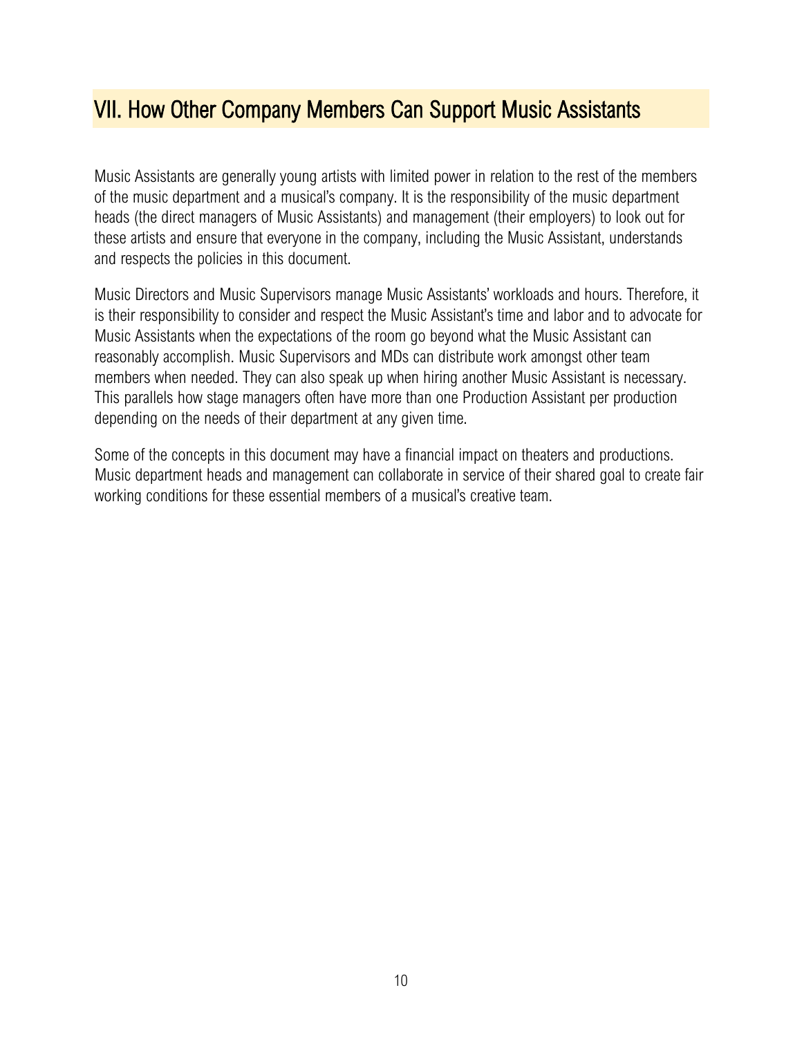## VII. How Other Company Members Can Support Music Assistants

Music Assistants are generally young artists with limited power in relation to the rest of the members of the music department and a musical's company. It is the responsibility of the music department heads (the direct managers of Music Assistants) and management (their employers) to look out for these artists and ensure that everyone in the company, including the Music Assistant, understands and respects the policies in this document.

Music Directors and Music Supervisors manage Music Assistants' workloads and hours. Therefore, it is their responsibility to consider and respect the Music Assistant's time and labor and to advocate for Music Assistants when the expectations of the room go beyond what the Music Assistant can reasonably accomplish. Music Supervisors and MDs can distribute work amongst other team members when needed. They can also speak up when hiring another Music Assistant is necessary. This parallels how stage managers often have more than one Production Assistant per production depending on the needs of their department at any given time.

Some of the concepts in this document may have a financial impact on theaters and productions. Music department heads and management can collaborate in service of their shared goal to create fair working conditions for these essential members of a musical's creative team.